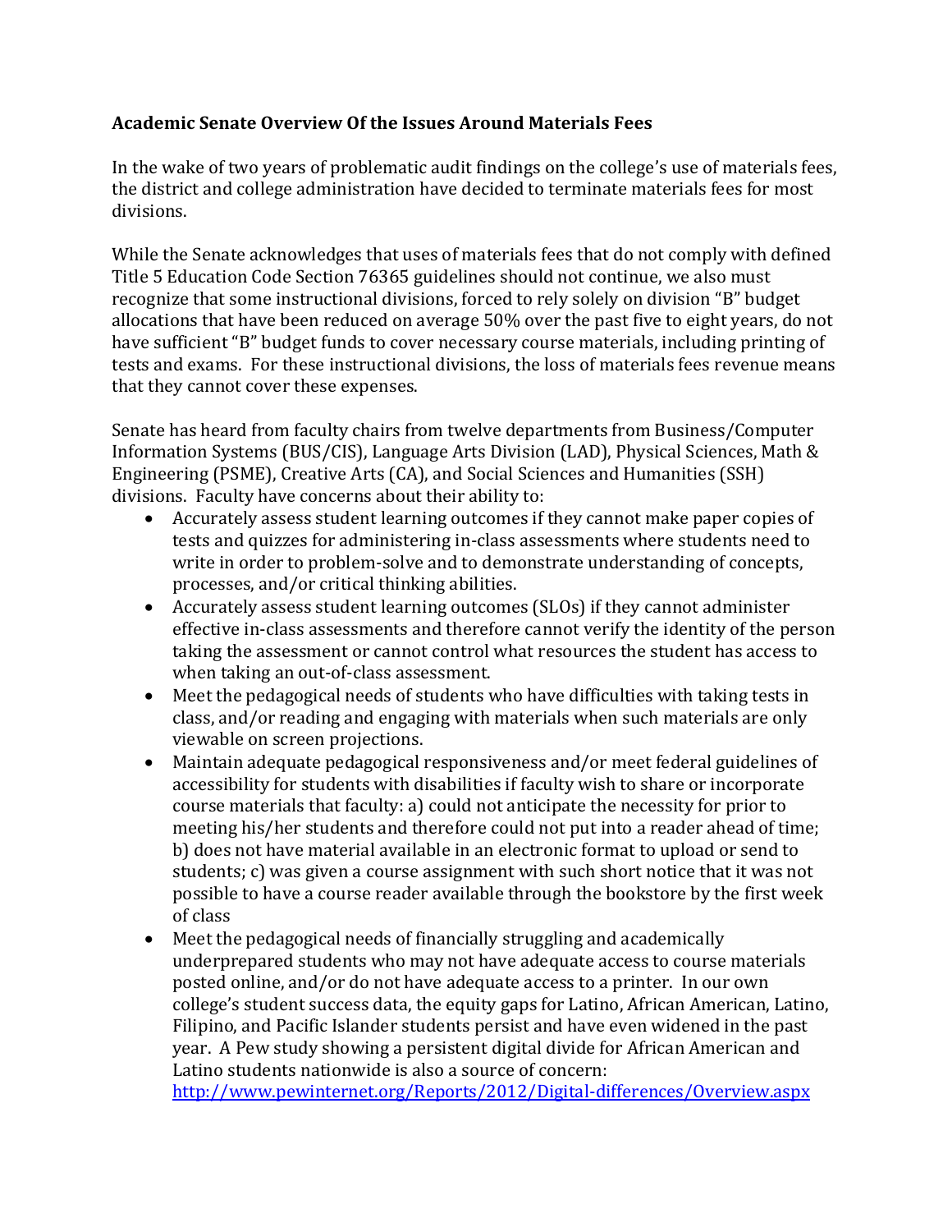**Academic Senate Overview Of the Issues Around Materials Fees**

In the wake of two years of problematic audit findings on the college's use of materials fees, the district and college administration have decided to terminate materials fees for most divisions.

While the Senate acknowledges that uses of materials fees that do not comply with defined Title 5 Education Code Section 76365 guidelines should not continue, we also must recognize that some instructional divisions, forced to rely solely on division "B" budget allocations that have been reduced on average 50% over the past five to eight years, do not have sufficient "B" budget funds to cover necessary course materials, including printing of tests and exams. For these instructional divisions, the loss of materials fees revenue means that they cannot cover these expenses.

Senate has heard from faculty chairs from twelve departments from Business/Computer Information Systems (BUS/CIS), Language Arts Division (LAD), Physical Sciences, Math & Engineering (PSME), Creative Arts (CA), and Social Sciences and Humanities (SSH) divisions. Faculty have concerns about their ability to:

- Accurately assess student learning outcomes if they cannot make paper copies of tests and quizzes for administering in-class assessments where students need to write in order to problem-solve and to demonstrate understanding of concepts, processes, and/or critical thinking abilities.
- Accurately assess student learning outcomes (SLOs) if they cannot administer effective in-class assessments and therefore cannot verify the identity of the person taking the assessment or cannot control what resources the student has access to when taking an out-of-class assessment.
- Meet the pedagogical needs of students who have difficulties with taking tests in class, and/or reading and engaging with materials when such materials are only viewable on screen projections.
- Maintain adequate pedagogical responsiveness and/or meet federal guidelines of accessibility for students with disabilities if faculty wish to share or incorporate course materials that faculty: a) could not anticipate the necessity for prior to meeting his/her students and therefore could not put into a reader ahead of time; b) does not have material available in an electronic format to upload or send to students; c) was given a course assignment with such short notice that it was not possible to have a course reader available through the bookstore by the first week of class
- Meet the pedagogical needs of financially struggling and academically underprepared students who may not have adequate access to course materials posted online, and/or do not have adequate access to a printer. In our own college's student success data, the equity gaps for Latino, African American, Latino, Filipino, and Pacific Islander students persist and have even widened in the past year. A Pew study showing a persistent digital divide for African American and Latino students nationwide is also a source of concern: http://www.pewinternet.org/Reports/2012/Digital-differences/Overview.aspx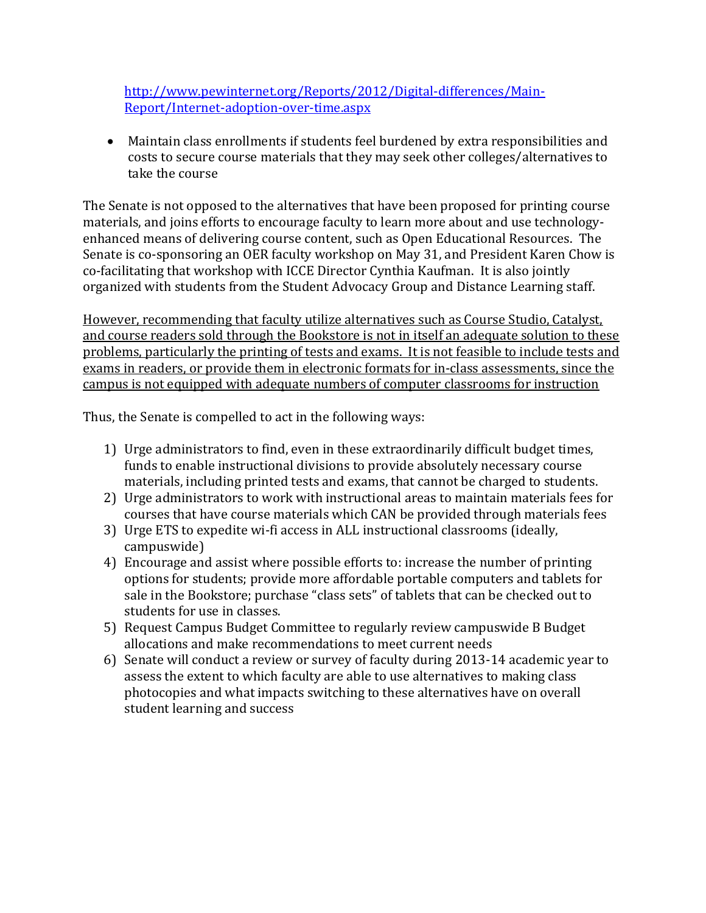http://www.pewinternet.org/Reports/2012/Digital-differences/Main-Report/Internet-adoption-over-time.aspx

- Maintain class enrollments if students feel burdened by extra responsibilities and costs to secure course materials that they may seek other colleges/alternatives to take the course

The Senate is not opposed to the alternatives that have been proposed for printing course materials, and joins efforts to encourage faculty to learn more about and use technology-enhanced means of delivering course content, such as Open Educational Resources. The Senate is co-sponsoring an OER faculty workshop on May 31, and President Karen Chow is co-facilitating that workshop with ICCE Director Cynthia Kaufman. It is also jointly organized with students from the Student Advocacy Group and Distance Learning staff.

<u>However, recommending that faculty utilize alternatives such as Course Studio, Catalyst, and course readers sold through the Bookstore is not in itself an adequate solution to these problems, particularly the printing of tests and exams. It is not feasible to include tests and exams in readers, or provide them in electronic formats for in-class assessments, since the campus is not equipped with adequate numbers of computer classrooms for instruction</u>

Thus, the Senate is compelled to act in the following ways:

1) Urge administrators to find, even in these extraordinarily difficult budget times, funds to enable instructional divisions to provide absolutely necessary course materials, including printed tests and exams, that cannot be charged to students.
2) Urge administrators to work with instructional areas to maintain materials fees for courses that have course materials which CAN be provided through materials fees
3) Urge ETS to expedite wi-fi access in ALL instructional classrooms (ideally, campuswide)
4) Encourage and assist where possible efforts to: increase the number of printing options for students; provide more affordable portable computers and tablets for sale in the Bookstore; purchase "class sets" of tablets that can be checked out to students for use in classes.
5) Request Campus Budget Committee to regularly review campuswide B Budget allocations and make recommendations to meet current needs
6) Senate will conduct a review or survey of faculty during 2013-14 academic year to assess the extent to which faculty are able to use alternatives to making class photocopies and what impacts switching to these alternatives have on overall student learning and success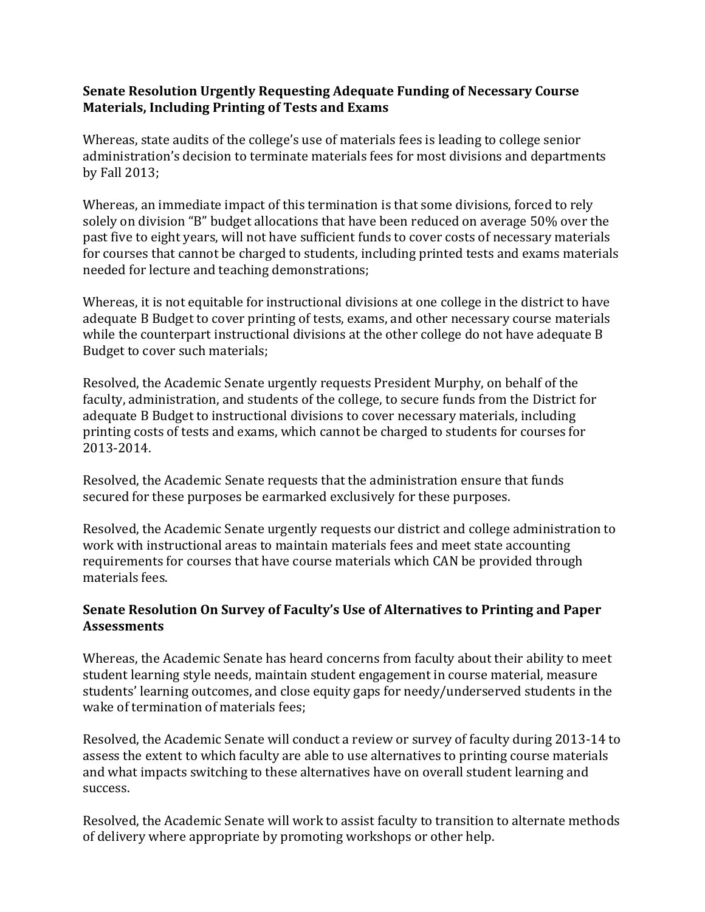**Senate Resolution Urgently Requesting Adequate Funding of Necessary Course Materials, Including Printing of Tests and Exams**

Whereas, state audits of the college's use of materials fees is leading to college senior administration's decision to terminate materials fees for most divisions and departments by Fall 2013;

Whereas, an immediate impact of this termination is that some divisions, forced to rely solely on division "B" budget allocations that have been reduced on average 50% over the past five to eight years, will not have sufficient funds to cover costs of necessary materials for courses that cannot be charged to students, including printed tests and exams materials needed for lecture and teaching demonstrations;

Whereas, it is not equitable for instructional divisions at one college in the district to have adequate B Budget to cover printing of tests, exams, and other necessary course materials while the counterpart instructional divisions at the other college do not have adequate B Budget to cover such materials;

Resolved, the Academic Senate urgently requests President Murphy, on behalf of the faculty, administration, and students of the college, to secure funds from the District for adequate B Budget to instructional divisions to cover necessary materials, including printing costs of tests and exams, which cannot be charged to students for courses for 2013-2014.

Resolved, the Academic Senate requests that the administration ensure that funds secured for these purposes be earmarked exclusively for these purposes.

Resolved, the Academic Senate urgently requests our district and college administration to work with instructional areas to maintain materials fees and meet state accounting requirements for courses that have course materials which CAN be provided through materials fees.

**Senate Resolution On Survey of Faculty's Use of Alternatives to Printing and Paper Assessments**

Whereas, the Academic Senate has heard concerns from faculty about their ability to meet student learning style needs, maintain student engagement in course material, measure students' learning outcomes, and close equity gaps for needy/underserved students in the wake of termination of materials fees;

Resolved, the Academic Senate will conduct a review or survey of faculty during 2013-14 to assess the extent to which faculty are able to use alternatives to printing course materials and what impacts switching to these alternatives have on overall student learning and success.

Resolved, the Academic Senate will work to assist faculty to transition to alternate methods of delivery where appropriate by promoting workshops or other help.